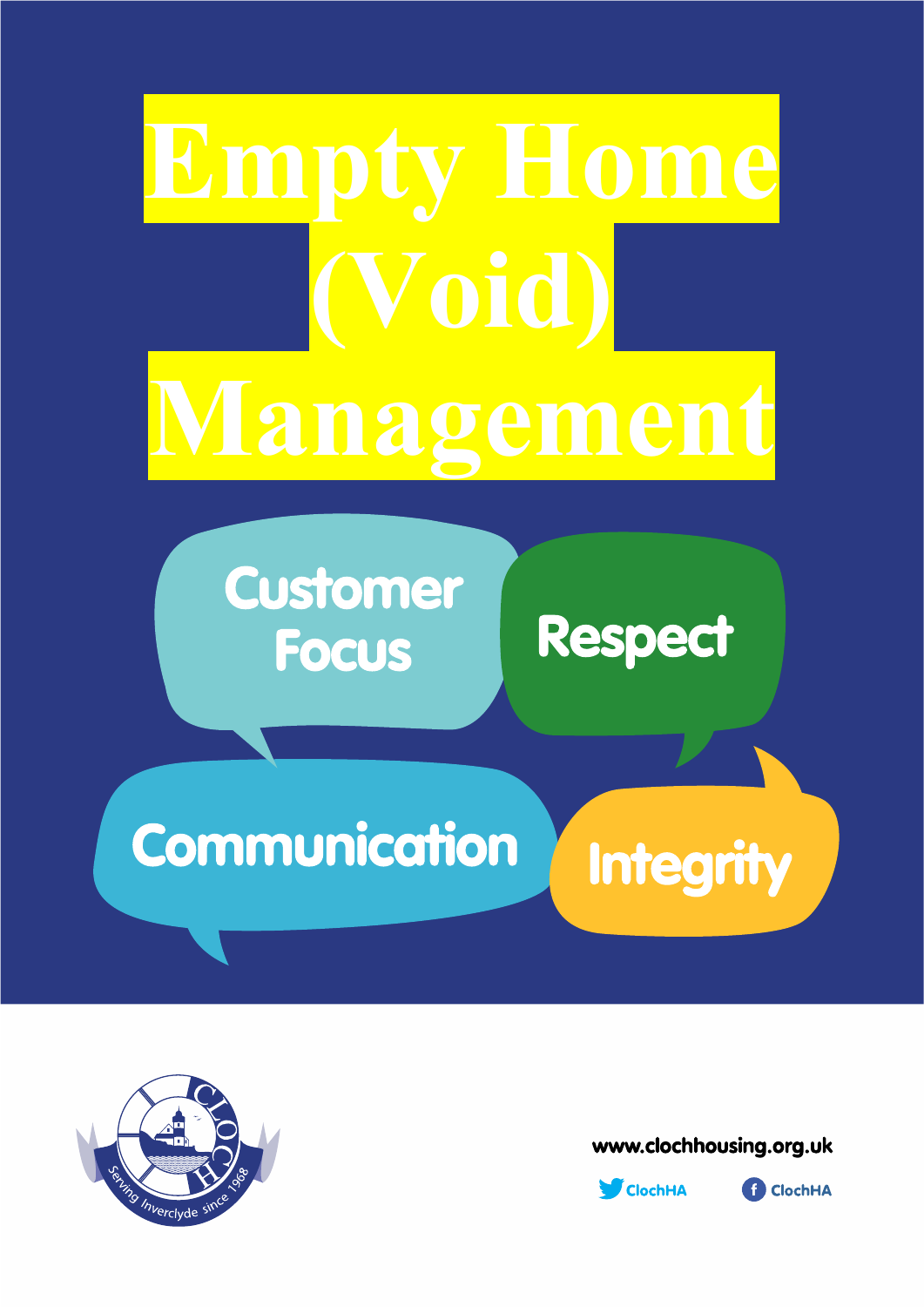# Empty Home (Void) Management

Customer Focus

Respect

Communication

Integrity

CLOCH

Serving Inverclyde since 1968

www.clochhousing.org.uk

ClochHA

ClochHA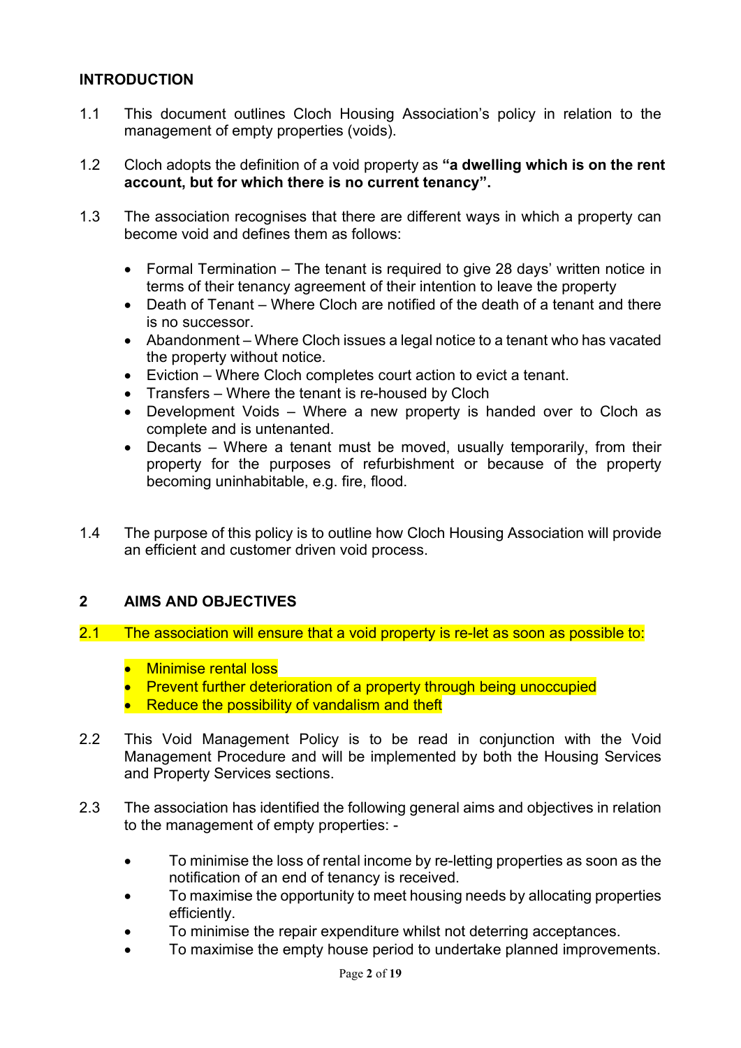## INTRODUCTION

1.1 This document outlines Cloch Housing Association's policy in relation to the management of empty properties (voids).

1.2 Cloch adopts the definition of a void property as **"a dwelling which is on the rent account, but for which there is no current tenancy".**

1.3 The association recognises that there are different ways in which a property can become void and defines them as follows:

- Formal Termination – The tenant is required to give 28 days' written notice in terms of their tenancy agreement of their intention to leave the property
- Death of Tenant – Where Cloch are notified of the death of a tenant and there is no successor.
- Abandonment – Where Cloch issues a legal notice to a tenant who has vacated the property without notice.
- Eviction – Where Cloch completes court action to evict a tenant.
- Transfers – Where the tenant is re-housed by Cloch
- Development Voids – Where a new property is handed over to Cloch as complete and is untenanted.
- Decants – Where a tenant must be moved, usually temporarily, from their property for the purposes of refurbishment or because of the property becoming uninhabitable, e.g. fire, flood.

1.4 The purpose of this policy is to outline how Cloch Housing Association will provide an efficient and customer driven void process.

## 2 AIMS AND OBJECTIVES

2.1 The association will ensure that a void property is re-let as soon as possible to:

- Minimise rental loss
- Prevent further deterioration of a property through being unoccupied
- Reduce the possibility of vandalism and theft

2.2 This Void Management Policy is to be read in conjunction with the Void Management Procedure and will be implemented by both the Housing Services and Property Services sections.

2.3 The association has identified the following general aims and objectives in relation to the management of empty properties: -

- To minimise the loss of rental income by re-letting properties as soon as the notification of an end of tenancy is received.
- To maximise the opportunity to meet housing needs by allocating properties efficiently.
- To minimise the repair expenditure whilst not deterring acceptances.
- To maximise the empty house period to undertake planned improvements.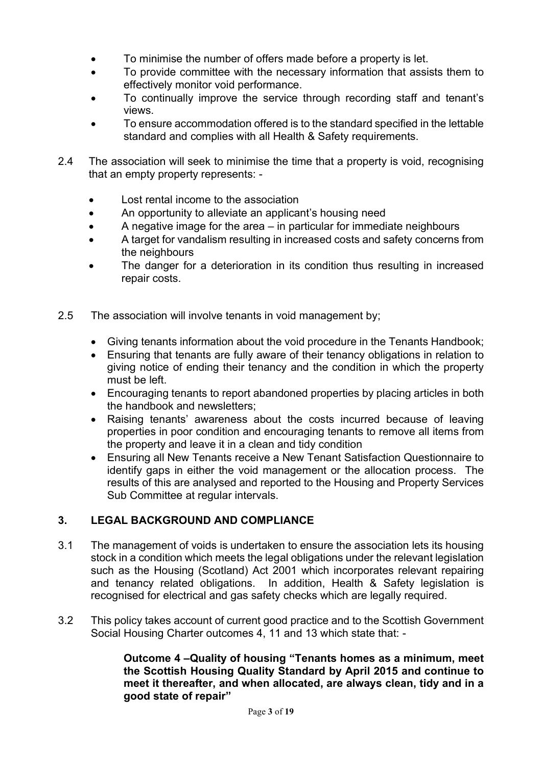- To minimise the number of offers made before a property is let.
- To provide committee with the necessary information that assists them to effectively monitor void performance.
- To continually improve the service through recording staff and tenant's views.
- To ensure accommodation offered is to the standard specified in the lettable standard and complies with all Health & Safety requirements.

2.4 The association will seek to minimise the time that a property is void, recognising that an empty property represents: -

- Lost rental income to the association
- An opportunity to alleviate an applicant's housing need
- A negative image for the area – in particular for immediate neighbours
- A target for vandalism resulting in increased costs and safety concerns from the neighbours
- The danger for a deterioration in its condition thus resulting in increased repair costs.

2.5 The association will involve tenants in void management by;

- Giving tenants information about the void procedure in the Tenants Handbook;
- Ensuring that tenants are fully aware of their tenancy obligations in relation to giving notice of ending their tenancy and the condition in which the property must be left.
- Encouraging tenants to report abandoned properties by placing articles in both the handbook and newsletters;
- Raising tenants' awareness about the costs incurred because of leaving properties in poor condition and encouraging tenants to remove all items from the property and leave it in a clean and tidy condition
- Ensuring all New Tenants receive a New Tenant Satisfaction Questionnaire to identify gaps in either the void management or the allocation process. The results of this are analysed and reported to the Housing and Property Services Sub Committee at regular intervals.

## 3. LEGAL BACKGROUND AND COMPLIANCE

3.1 The management of voids is undertaken to ensure the association lets its housing stock in a condition which meets the legal obligations under the relevant legislation such as the Housing (Scotland) Act 2001 which incorporates relevant repairing and tenancy related obligations. In addition, Health & Safety legislation is recognised for electrical and gas safety checks which are legally required.

3.2 This policy takes account of current good practice and to the Scottish Government Social Housing Charter outcomes 4, 11 and 13 which state that: -

> **Outcome 4 –Quality of housing "Tenants homes as a minimum, meet the Scottish Housing Quality Standard by April 2015 and continue to meet it thereafter, and when allocated, are always clean, tidy and in a good state of repair"**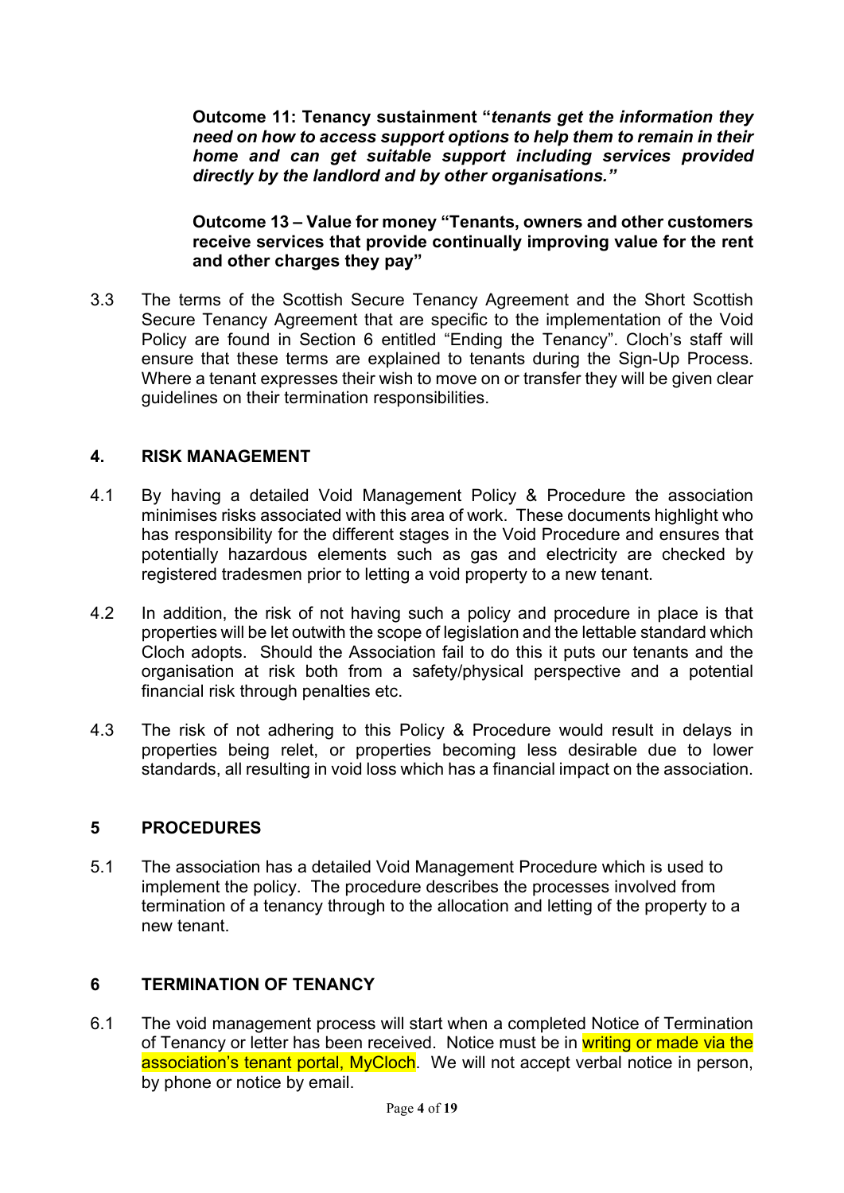**Outcome 11: Tenancy sustainment "*tenants get the information they need on how to access support options to help them to remain in their home and can get suitable support including services provided directly by the landlord and by other organisations.*"**

**Outcome 13 – Value for money "Tenants, owners and other customers receive services that provide continually improving value for the rent and other charges they pay"**

3.3 The terms of the Scottish Secure Tenancy Agreement and the Short Scottish Secure Tenancy Agreement that are specific to the implementation of the Void Policy are found in Section 6 entitled "Ending the Tenancy". Cloch's staff will ensure that these terms are explained to tenants during the Sign-Up Process. Where a tenant expresses their wish to move on or transfer they will be given clear guidelines on their termination responsibilities.

## 4. RISK MANAGEMENT

4.1 By having a detailed Void Management Policy & Procedure the association minimises risks associated with this area of work. These documents highlight who has responsibility for the different stages in the Void Procedure and ensures that potentially hazardous elements such as gas and electricity are checked by registered tradesmen prior to letting a void property to a new tenant.

4.2 In addition, the risk of not having such a policy and procedure in place is that properties will be let outwith the scope of legislation and the lettable standard which Cloch adopts. Should the Association fail to do this it puts our tenants and the organisation at risk both from a safety/physical perspective and a potential financial risk through penalties etc.

4.3 The risk of not adhering to this Policy & Procedure would result in delays in properties being relet, or properties becoming less desirable due to lower standards, all resulting in void loss which has a financial impact on the association.

## 5 PROCEDURES

5.1 The association has a detailed Void Management Procedure which is used to implement the policy. The procedure describes the processes involved from termination of a tenancy through to the allocation and letting of the property to a new tenant.

## 6 TERMINATION OF TENANCY

6.1 The void management process will start when a completed Notice of Termination of Tenancy or letter has been received. Notice must be in writing or made via the association's tenant portal, MyCloch. We will not accept verbal notice in person, by phone or notice by email.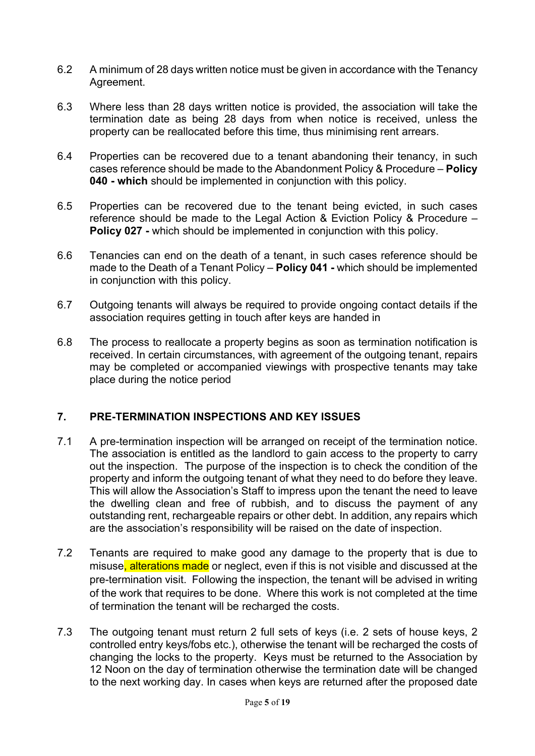6.2 A minimum of 28 days written notice must be given in accordance with the Tenancy Agreement.

6.3 Where less than 28 days written notice is provided, the association will take the termination date as being 28 days from when notice is received, unless the property can be reallocated before this time, thus minimising rent arrears.

6.4 Properties can be recovered due to a tenant abandoning their tenancy, in such cases reference should be made to the Abandonment Policy & Procedure – **Policy 040 - which** should be implemented in conjunction with this policy.

6.5 Properties can be recovered due to the tenant being evicted, in such cases reference should be made to the Legal Action & Eviction Policy & Procedure – **Policy 027 -** which should be implemented in conjunction with this policy.

6.6 Tenancies can end on the death of a tenant, in such cases reference should be made to the Death of a Tenant Policy – **Policy 041 -** which should be implemented in conjunction with this policy.

6.7 Outgoing tenants will always be required to provide ongoing contact details if the association requires getting in touch after keys are handed in

6.8 The process to reallocate a property begins as soon as termination notification is received. In certain circumstances, with agreement of the outgoing tenant, repairs may be completed or accompanied viewings with prospective tenants may take place during the notice period

## 7. PRE-TERMINATION INSPECTIONS AND KEY ISSUES

7.1 A pre-termination inspection will be arranged on receipt of the termination notice. The association is entitled as the landlord to gain access to the property to carry out the inspection. The purpose of the inspection is to check the condition of the property and inform the outgoing tenant of what they need to do before they leave. This will allow the Association's Staff to impress upon the tenant the need to leave the dwelling clean and free of rubbish, and to discuss the payment of any outstanding rent, rechargeable repairs or other debt. In addition, any repairs which are the association's responsibility will be raised on the date of inspection.

7.2 Tenants are required to make good any damage to the property that is due to misuse, alterations made or neglect, even if this is not visible and discussed at the pre-termination visit. Following the inspection, the tenant will be advised in writing of the work that requires to be done. Where this work is not completed at the time of termination the tenant will be recharged the costs.

7.3 The outgoing tenant must return 2 full sets of keys (i.e. 2 sets of house keys, 2 controlled entry keys/fobs etc.), otherwise the tenant will be recharged the costs of changing the locks to the property. Keys must be returned to the Association by 12 Noon on the day of termination otherwise the termination date will be changed to the next working day. In cases when keys are returned after the proposed date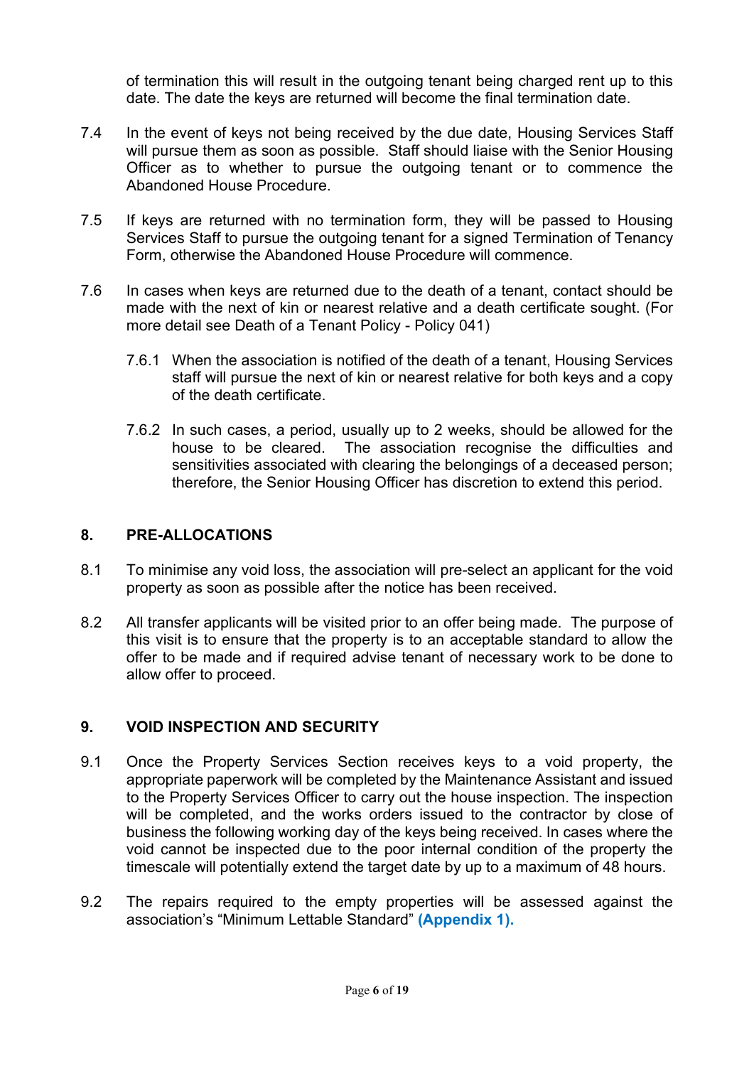of termination this will result in the outgoing tenant being charged rent up to this date. The date the keys are returned will become the final termination date.

7.4 In the event of keys not being received by the due date, Housing Services Staff will pursue them as soon as possible. Staff should liaise with the Senior Housing Officer as to whether to pursue the outgoing tenant or to commence the Abandoned House Procedure.

7.5 If keys are returned with no termination form, they will be passed to Housing Services Staff to pursue the outgoing tenant for a signed Termination of Tenancy Form, otherwise the Abandoned House Procedure will commence.

7.6 In cases when keys are returned due to the death of a tenant, contact should be made with the next of kin or nearest relative and a death certificate sought. (For more detail see Death of a Tenant Policy - Policy 041)

7.6.1 When the association is notified of the death of a tenant, Housing Services staff will pursue the next of kin or nearest relative for both keys and a copy of the death certificate.

7.6.2 In such cases, a period, usually up to 2 weeks, should be allowed for the house to be cleared. The association recognise the difficulties and sensitivities associated with clearing the belongings of a deceased person; therefore, the Senior Housing Officer has discretion to extend this period.

## 8. PRE-ALLOCATIONS

8.1 To minimise any void loss, the association will pre-select an applicant for the void property as soon as possible after the notice has been received.

8.2 All transfer applicants will be visited prior to an offer being made. The purpose of this visit is to ensure that the property is to an acceptable standard to allow the offer to be made and if required advise tenant of necessary work to be done to allow offer to proceed.

## 9. VOID INSPECTION AND SECURITY

9.1 Once the Property Services Section receives keys to a void property, the appropriate paperwork will be completed by the Maintenance Assistant and issued to the Property Services Officer to carry out the house inspection. The inspection will be completed, and the works orders issued to the contractor by close of business the following working day of the keys being received. In cases where the void cannot be inspected due to the poor internal condition of the property the timescale will potentially extend the target date by up to a maximum of 48 hours.

9.2 The repairs required to the empty properties will be assessed against the association's "Minimum Lettable Standard" **(Appendix 1).**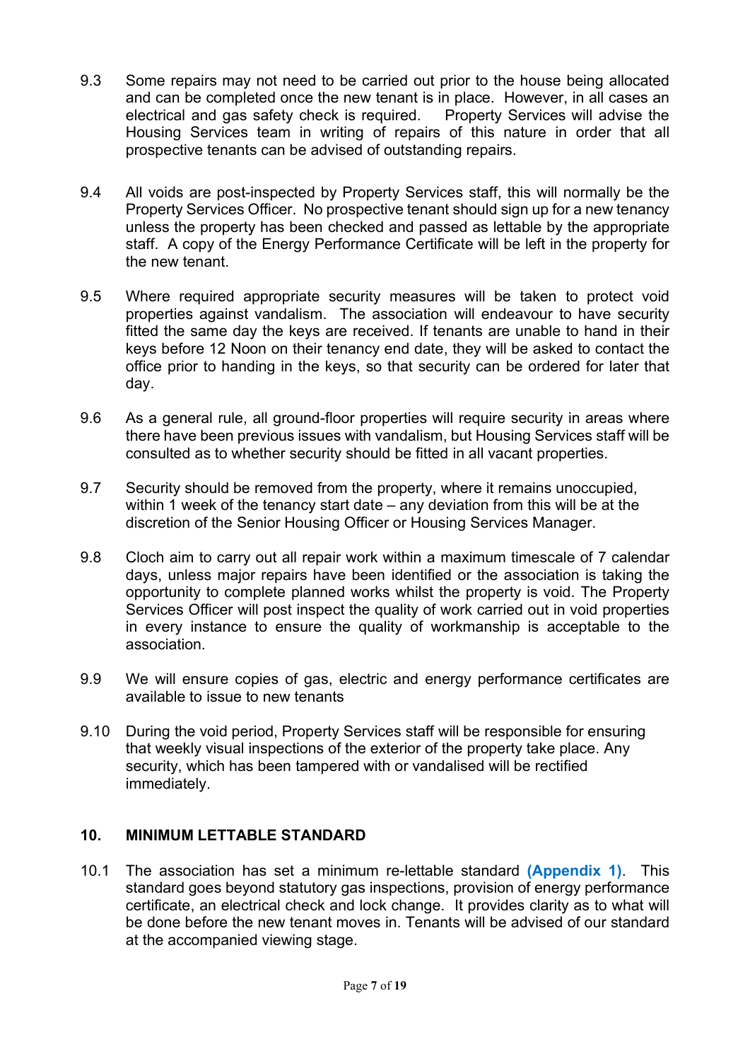9.3 Some repairs may not need to be carried out prior to the house being allocated and can be completed once the new tenant is in place. However, in all cases an electrical and gas safety check is required. Property Services will advise the Housing Services team in writing of repairs of this nature in order that all prospective tenants can be advised of outstanding repairs.

9.4 All voids are post-inspected by Property Services staff, this will normally be the Property Services Officer. No prospective tenant should sign up for a new tenancy unless the property has been checked and passed as lettable by the appropriate staff. A copy of the Energy Performance Certificate will be left in the property for the new tenant.

9.5 Where required appropriate security measures will be taken to protect void properties against vandalism. The association will endeavour to have security fitted the same day the keys are received. If tenants are unable to hand in their keys before 12 Noon on their tenancy end date, they will be asked to contact the office prior to handing in the keys, so that security can be ordered for later that day.

9.6 As a general rule, all ground-floor properties will require security in areas where there have been previous issues with vandalism, but Housing Services staff will be consulted as to whether security should be fitted in all vacant properties.

9.7 Security should be removed from the property, where it remains unoccupied, within 1 week of the tenancy start date – any deviation from this will be at the discretion of the Senior Housing Officer or Housing Services Manager.

9.8 Cloch aim to carry out all repair work within a maximum timescale of 7 calendar days, unless major repairs have been identified or the association is taking the opportunity to complete planned works whilst the property is void. The Property Services Officer will post inspect the quality of work carried out in void properties in every instance to ensure the quality of workmanship is acceptable to the association.

9.9 We will ensure copies of gas, electric and energy performance certificates are available to issue to new tenants

9.10 During the void period, Property Services staff will be responsible for ensuring that weekly visual inspections of the exterior of the property take place. Any security, which has been tampered with or vandalised will be rectified immediately.

## 10. MINIMUM LETTABLE STANDARD

10.1 The association has set a minimum re-lettable standard **(Appendix 1)**. This standard goes beyond statutory gas inspections, provision of energy performance certificate, an electrical check and lock change. It provides clarity as to what will be done before the new tenant moves in. Tenants will be advised of our standard at the accompanied viewing stage.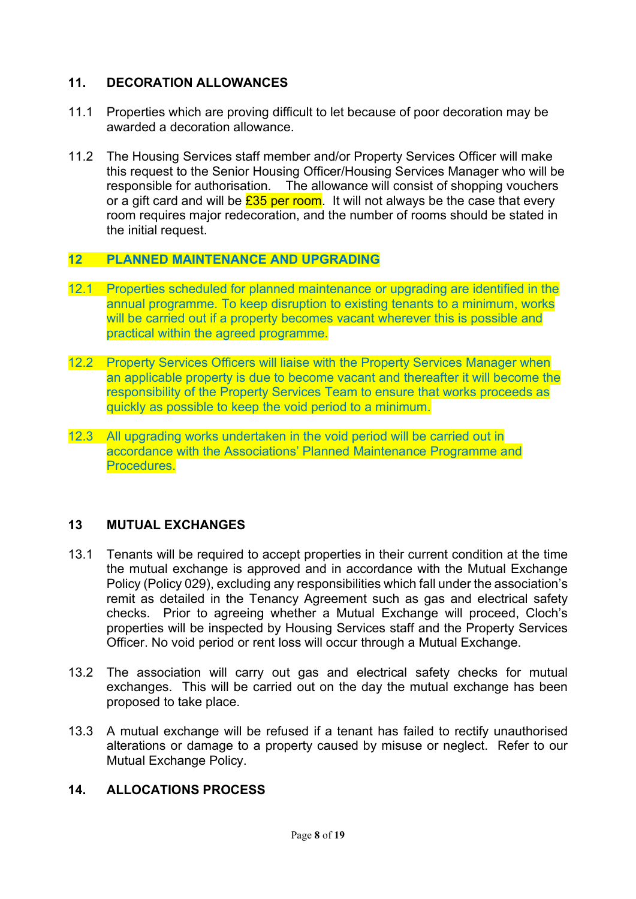## 11. DECORATION ALLOWANCES

11.1 Properties which are proving difficult to let because of poor decoration may be awarded a decoration allowance.

11.2 The Housing Services staff member and/or Property Services Officer will make this request to the Senior Housing Officer/Housing Services Manager who will be responsible for authorisation. The allowance will consist of shopping vouchers or a gift card and will be £35 per room. It will not always be the case that every room requires major redecoration, and the number of rooms should be stated in the initial request.

## 12 PLANNED MAINTENANCE AND UPGRADING

12.1 Properties scheduled for planned maintenance or upgrading are identified in the annual programme. To keep disruption to existing tenants to a minimum, works will be carried out if a property becomes vacant wherever this is possible and practical within the agreed programme.

12.2 Property Services Officers will liaise with the Property Services Manager when an applicable property is due to become vacant and thereafter it will become the responsibility of the Property Services Team to ensure that works proceeds as quickly as possible to keep the void period to a minimum.

12.3 All upgrading works undertaken in the void period will be carried out in accordance with the Associations' Planned Maintenance Programme and Procedures.

## 13 MUTUAL EXCHANGES

13.1 Tenants will be required to accept properties in their current condition at the time the mutual exchange is approved and in accordance with the Mutual Exchange Policy (Policy 029), excluding any responsibilities which fall under the association's remit as detailed in the Tenancy Agreement such as gas and electrical safety checks. Prior to agreeing whether a Mutual Exchange will proceed, Cloch's properties will be inspected by Housing Services staff and the Property Services Officer. No void period or rent loss will occur through a Mutual Exchange.

13.2 The association will carry out gas and electrical safety checks for mutual exchanges. This will be carried out on the day the mutual exchange has been proposed to take place.

13.3 A mutual exchange will be refused if a tenant has failed to rectify unauthorised alterations or damage to a property caused by misuse or neglect. Refer to our Mutual Exchange Policy.

## 14. ALLOCATIONS PROCESS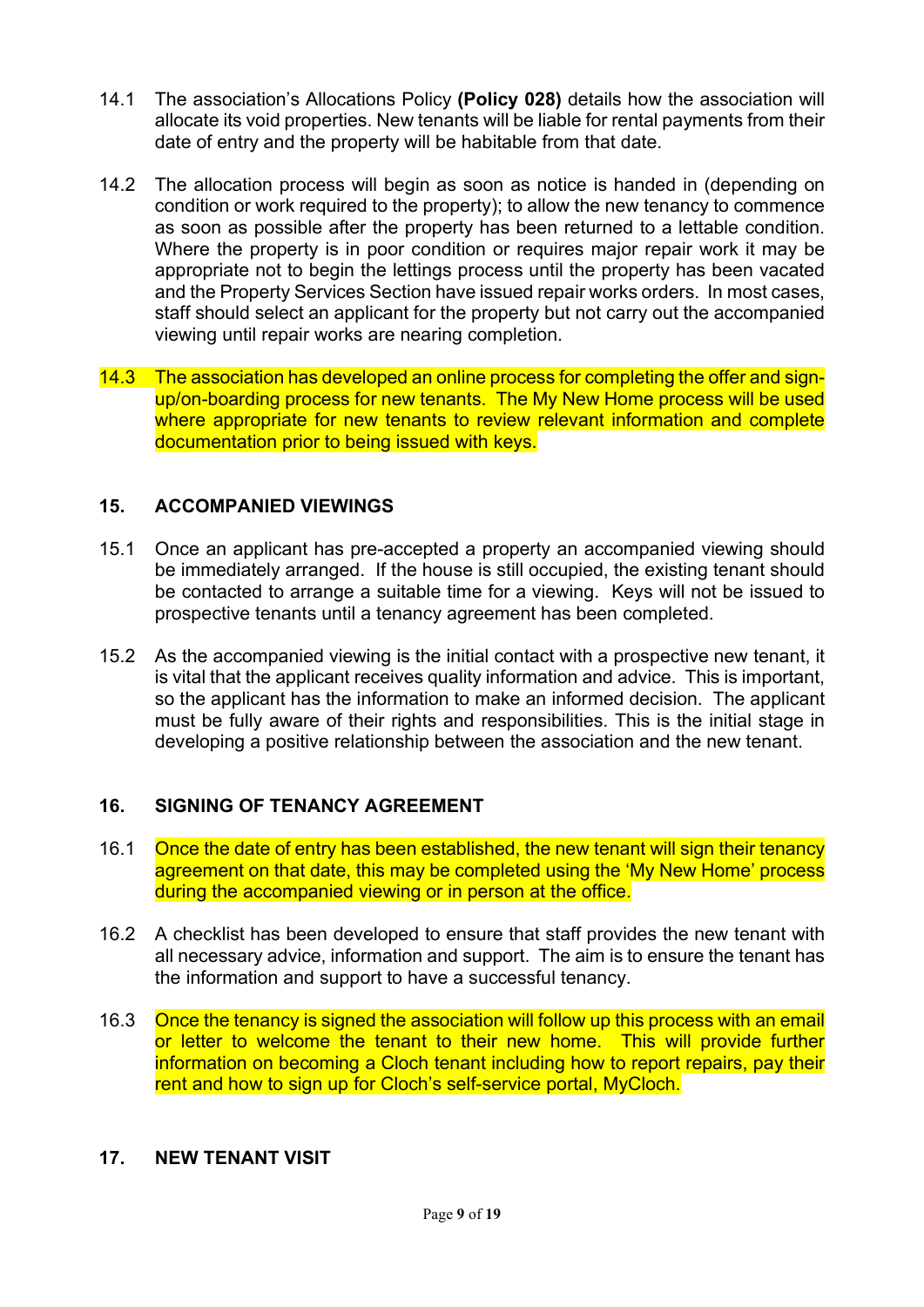14.1 The association's Allocations Policy **(Policy 028)** details how the association will allocate its void properties. New tenants will be liable for rental payments from their date of entry and the property will be habitable from that date.

14.2 The allocation process will begin as soon as notice is handed in (depending on condition or work required to the property); to allow the new tenancy to commence as soon as possible after the property has been returned to a lettable condition. Where the property is in poor condition or requires major repair work it may be appropriate not to begin the lettings process until the property has been vacated and the Property Services Section have issued repair works orders. In most cases, staff should select an applicant for the property but not carry out the accompanied viewing until repair works are nearing completion.

14.3 The association has developed an online process for completing the offer and sign-up/on-boarding process for new tenants. The My New Home process will be used where appropriate for new tenants to review relevant information and complete documentation prior to being issued with keys.

## 15. ACCOMPANIED VIEWINGS

15.1 Once an applicant has pre-accepted a property an accompanied viewing should be immediately arranged. If the house is still occupied, the existing tenant should be contacted to arrange a suitable time for a viewing. Keys will not be issued to prospective tenants until a tenancy agreement has been completed.

15.2 As the accompanied viewing is the initial contact with a prospective new tenant, it is vital that the applicant receives quality information and advice. This is important, so the applicant has the information to make an informed decision. The applicant must be fully aware of their rights and responsibilities. This is the initial stage in developing a positive relationship between the association and the new tenant.

## 16. SIGNING OF TENANCY AGREEMENT

16.1 Once the date of entry has been established, the new tenant will sign their tenancy agreement on that date, this may be completed using the 'My New Home' process during the accompanied viewing or in person at the office.

16.2 A checklist has been developed to ensure that staff provides the new tenant with all necessary advice, information and support. The aim is to ensure the tenant has the information and support to have a successful tenancy.

16.3 Once the tenancy is signed the association will follow up this process with an email or letter to welcome the tenant to their new home. This will provide further information on becoming a Cloch tenant including how to report repairs, pay their rent and how to sign up for Cloch's self-service portal, MyCloch.

## 17. NEW TENANT VISIT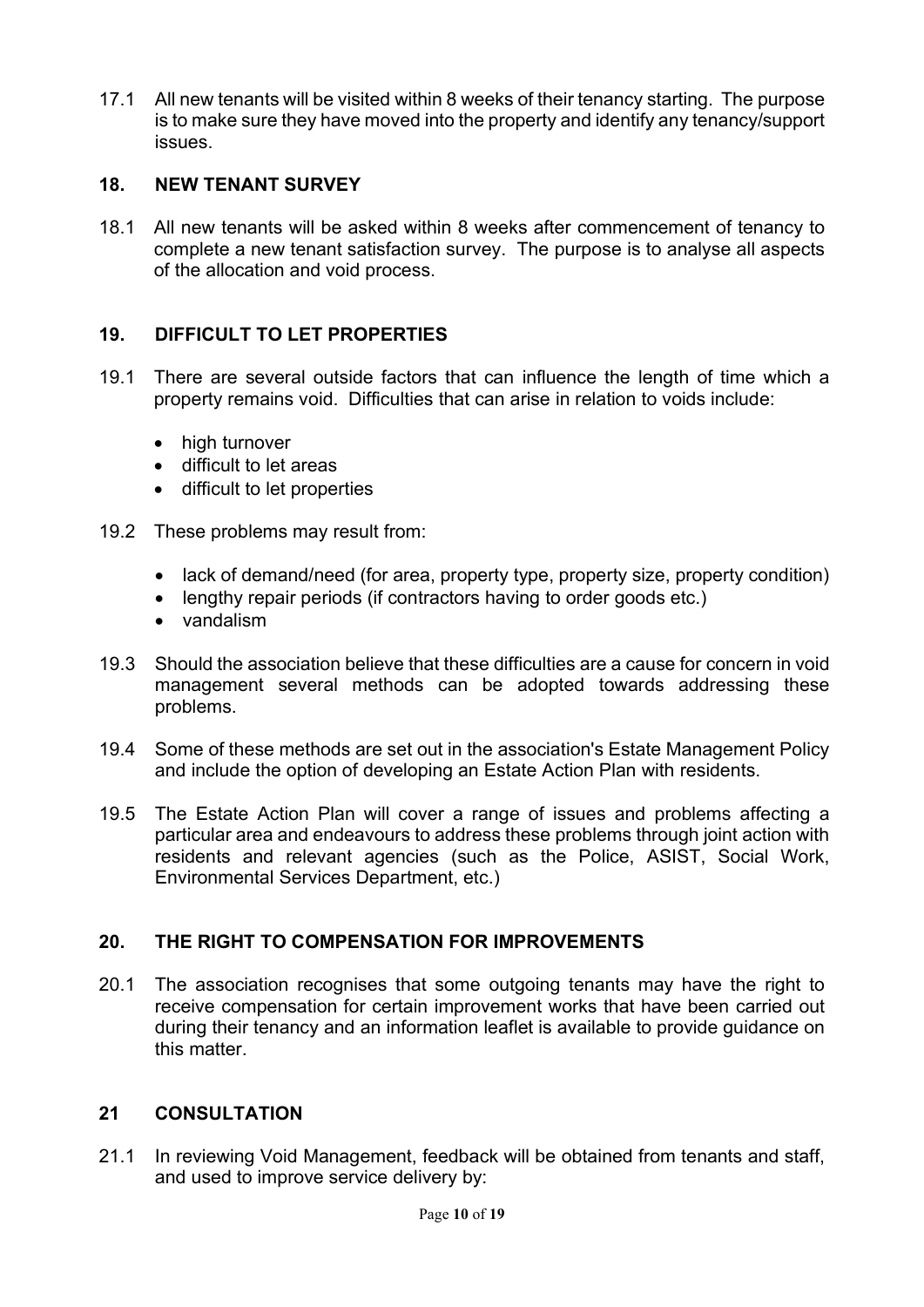17.1 All new tenants will be visited within 8 weeks of their tenancy starting. The purpose is to make sure they have moved into the property and identify any tenancy/support issues.

## 18. NEW TENANT SURVEY

18.1 All new tenants will be asked within 8 weeks after commencement of tenancy to complete a new tenant satisfaction survey. The purpose is to analyse all aspects of the allocation and void process.

## 19. DIFFICULT TO LET PROPERTIES

19.1 There are several outside factors that can influence the length of time which a property remains void. Difficulties that can arise in relation to voids include:

- high turnover
- difficult to let areas
- difficult to let properties

19.2 These problems may result from:

- lack of demand/need (for area, property type, property size, property condition)
- lengthy repair periods (if contractors having to order goods etc.)
- vandalism

19.3 Should the association believe that these difficulties are a cause for concern in void management several methods can be adopted towards addressing these problems.

19.4 Some of these methods are set out in the association's Estate Management Policy and include the option of developing an Estate Action Plan with residents.

19.5 The Estate Action Plan will cover a range of issues and problems affecting a particular area and endeavours to address these problems through joint action with residents and relevant agencies (such as the Police, ASIST, Social Work, Environmental Services Department, etc.)

## 20. THE RIGHT TO COMPENSATION FOR IMPROVEMENTS

20.1 The association recognises that some outgoing tenants may have the right to receive compensation for certain improvement works that have been carried out during their tenancy and an information leaflet is available to provide guidance on this matter.

## 21 CONSULTATION

21.1 In reviewing Void Management, feedback will be obtained from tenants and staff, and used to improve service delivery by: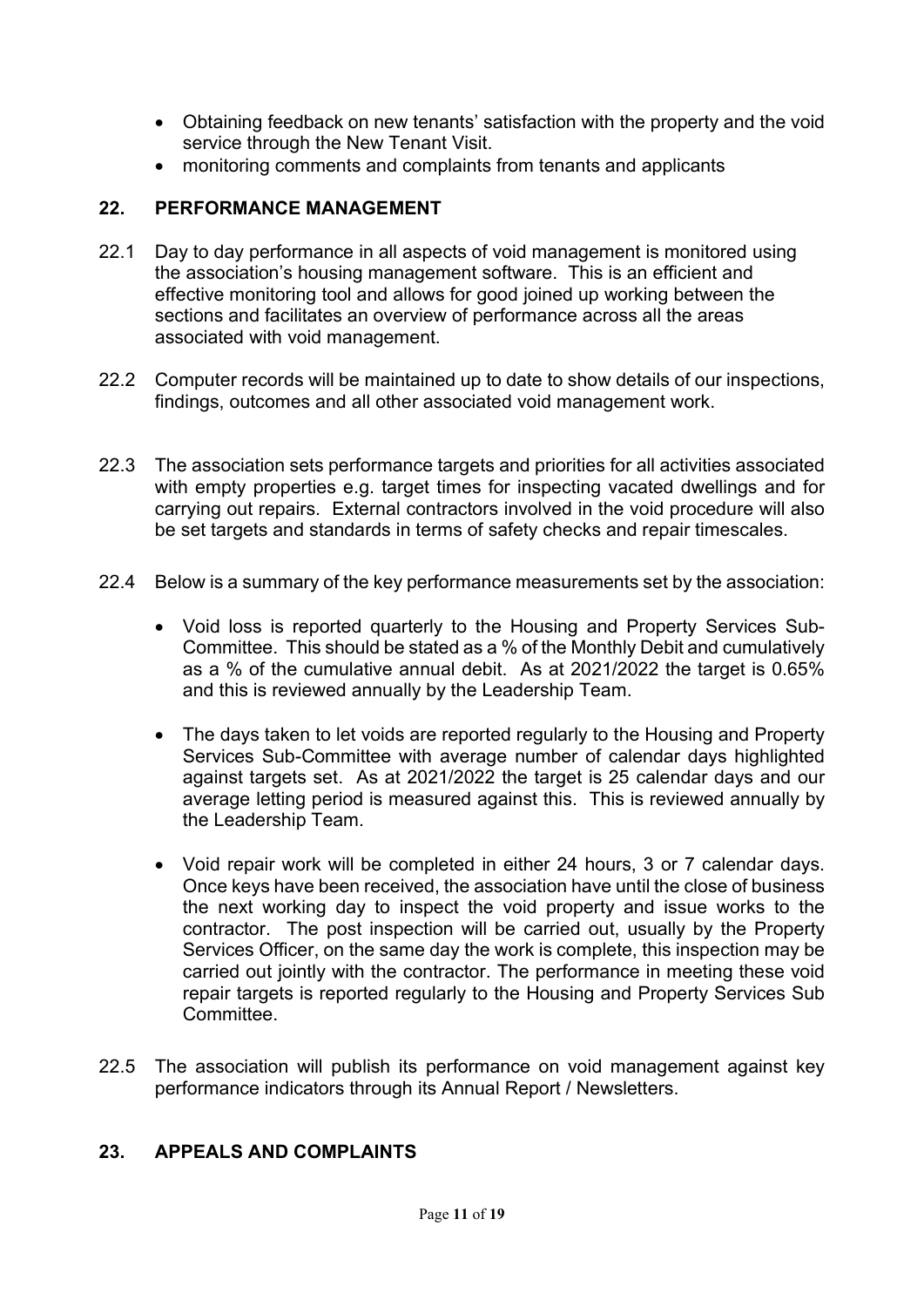- Obtaining feedback on new tenants' satisfaction with the property and the void service through the New Tenant Visit.
- monitoring comments and complaints from tenants and applicants

## 22. PERFORMANCE MANAGEMENT

22.1 Day to day performance in all aspects of void management is monitored using the association's housing management software. This is an efficient and effective monitoring tool and allows for good joined up working between the sections and facilitates an overview of performance across all the areas associated with void management.

22.2 Computer records will be maintained up to date to show details of our inspections, findings, outcomes and all other associated void management work.

22.3 The association sets performance targets and priorities for all activities associated with empty properties e.g. target times for inspecting vacated dwellings and for carrying out repairs. External contractors involved in the void procedure will also be set targets and standards in terms of safety checks and repair timescales.

22.4 Below is a summary of the key performance measurements set by the association:

- Void loss is reported quarterly to the Housing and Property Services Sub-Committee. This should be stated as a % of the Monthly Debit and cumulatively as a % of the cumulative annual debit. As at 2021/2022 the target is 0.65% and this is reviewed annually by the Leadership Team.
- The days taken to let voids are reported regularly to the Housing and Property Services Sub-Committee with average number of calendar days highlighted against targets set. As at 2021/2022 the target is 25 calendar days and our average letting period is measured against this. This is reviewed annually by the Leadership Team.
- Void repair work will be completed in either 24 hours, 3 or 7 calendar days. Once keys have been received, the association have until the close of business the next working day to inspect the void property and issue works to the contractor. The post inspection will be carried out, usually by the Property Services Officer, on the same day the work is complete, this inspection may be carried out jointly with the contractor. The performance in meeting these void repair targets is reported regularly to the Housing and Property Services Sub Committee.

22.5 The association will publish its performance on void management against key performance indicators through its Annual Report / Newsletters.

## 23. APPEALS AND COMPLAINTS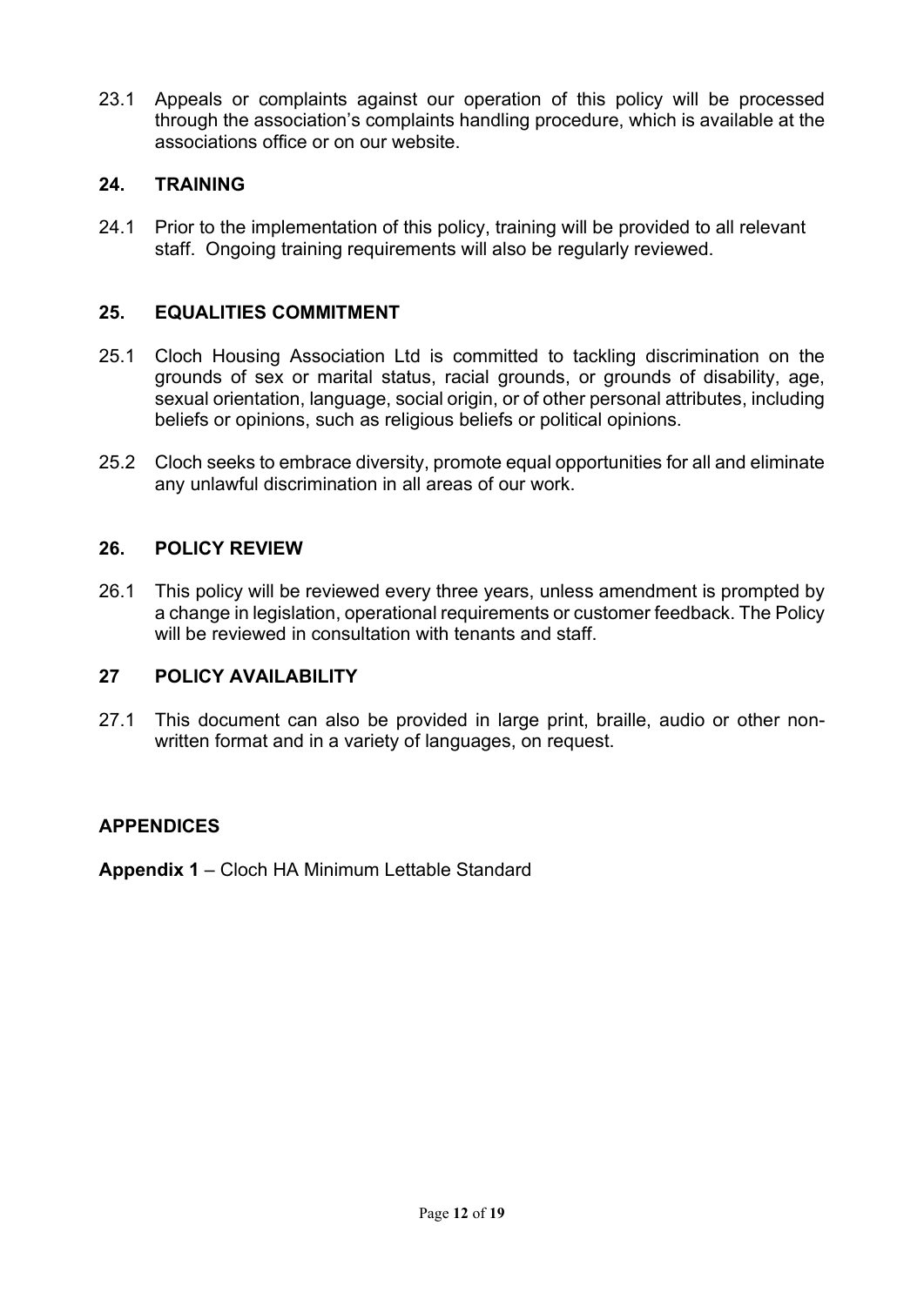23.1 Appeals or complaints against our operation of this policy will be processed through the association's complaints handling procedure, which is available at the associations office or on our website.

## 24. TRAINING

24.1 Prior to the implementation of this policy, training will be provided to all relevant staff. Ongoing training requirements will also be regularly reviewed.

## 25. EQUALITIES COMMITMENT

25.1 Cloch Housing Association Ltd is committed to tackling discrimination on the grounds of sex or marital status, racial grounds, or grounds of disability, age, sexual orientation, language, social origin, or of other personal attributes, including beliefs or opinions, such as religious beliefs or political opinions.

25.2 Cloch seeks to embrace diversity, promote equal opportunities for all and eliminate any unlawful discrimination in all areas of our work.

## 26. POLICY REVIEW

26.1 This policy will be reviewed every three years, unless amendment is prompted by a change in legislation, operational requirements or customer feedback. The Policy will be reviewed in consultation with tenants and staff.

## 27 POLICY AVAILABILITY

27.1 This document can also be provided in large print, braille, audio or other non-written format and in a variety of languages, on request.

## APPENDICES

**Appendix 1** – Cloch HA Minimum Lettable Standard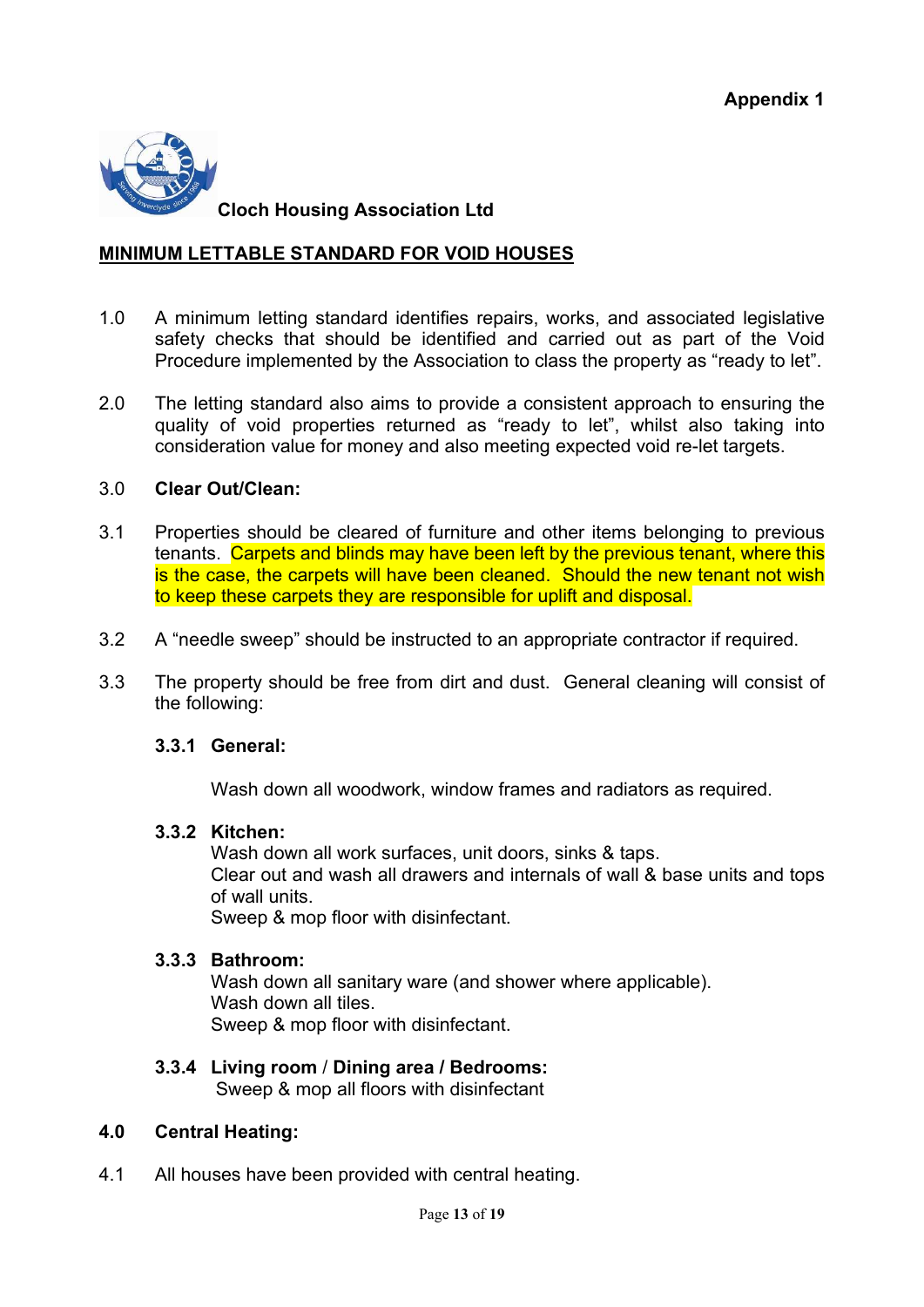**Appendix 1**

**Cloch Housing Association Ltd**

## MINIMUM LETTABLE STANDARD FOR VOID HOUSES

1.0 A minimum letting standard identifies repairs, works, and associated legislative safety checks that should be identified and carried out as part of the Void Procedure implemented by the Association to class the property as "ready to let".

2.0 The letting standard also aims to provide a consistent approach to ensuring the quality of void properties returned as "ready to let", whilst also taking into consideration value for money and also meeting expected void re-let targets.

3.0 **Clear Out/Clean:**

3.1 Properties should be cleared of furniture and other items belonging to previous tenants. Carpets and blinds may have been left by the previous tenant, where this is the case, the carpets will have been cleaned. Should the new tenant not wish to keep these carpets they are responsible for uplift and disposal.

3.2 A "needle sweep" should be instructed to an appropriate contractor if required.

3.3 The property should be free from dirt and dust. General cleaning will consist of the following:

**3.3.1 General:**

Wash down all woodwork, window frames and radiators as required.

**3.3.2 Kitchen:**

Wash down all work surfaces, unit doors, sinks & taps.
Clear out and wash all drawers and internals of wall & base units and tops of wall units.
Sweep & mop floor with disinfectant.

**3.3.3 Bathroom:**

Wash down all sanitary ware (and shower where applicable).
Wash down all tiles.
Sweep & mop floor with disinfectant.

**3.3.4 Living room / Dining area / Bedrooms:**

Sweep & mop all floors with disinfectant

**4.0 Central Heating:**

4.1 All houses have been provided with central heating.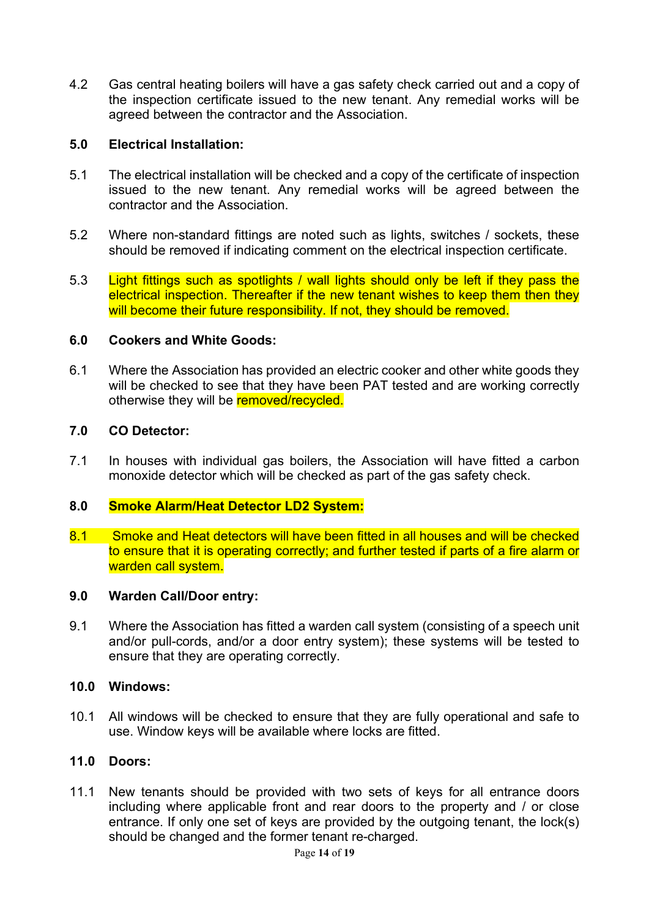4.2 Gas central heating boilers will have a gas safety check carried out and a copy of the inspection certificate issued to the new tenant. Any remedial works will be agreed between the contractor and the Association.

**5.0 Electrical Installation:**

5.1 The electrical installation will be checked and a copy of the certificate of inspection issued to the new tenant. Any remedial works will be agreed between the contractor and the Association.

5.2 Where non-standard fittings are noted such as lights, switches / sockets, these should be removed if indicating comment on the electrical inspection certificate.

5.3 Light fittings such as spotlights / wall lights should only be left if they pass the electrical inspection. Thereafter if the new tenant wishes to keep them then they will become their future responsibility. If not, they should be removed.

**6.0 Cookers and White Goods:**

6.1 Where the Association has provided an electric cooker and other white goods they will be checked to see that they have been PAT tested and are working correctly otherwise they will be removed/recycled.

**7.0 CO Detector:**

7.1 In houses with individual gas boilers, the Association will have fitted a carbon monoxide detector which will be checked as part of the gas safety check.

**8.0 Smoke Alarm/Heat Detector LD2 System:**

8.1 Smoke and Heat detectors will have been fitted in all houses and will be checked to ensure that it is operating correctly; and further tested if parts of a fire alarm or warden call system.

**9.0 Warden Call/Door entry:**

9.1 Where the Association has fitted a warden call system (consisting of a speech unit and/or pull-cords, and/or a door entry system); these systems will be tested to ensure that they are operating correctly.

**10.0 Windows:**

10.1 All windows will be checked to ensure that they are fully operational and safe to use. Window keys will be available where locks are fitted.

**11.0 Doors:**

11.1 New tenants should be provided with two sets of keys for all entrance doors including where applicable front and rear doors to the property and / or close entrance. If only one set of keys are provided by the outgoing tenant, the lock(s) should be changed and the former tenant re-charged.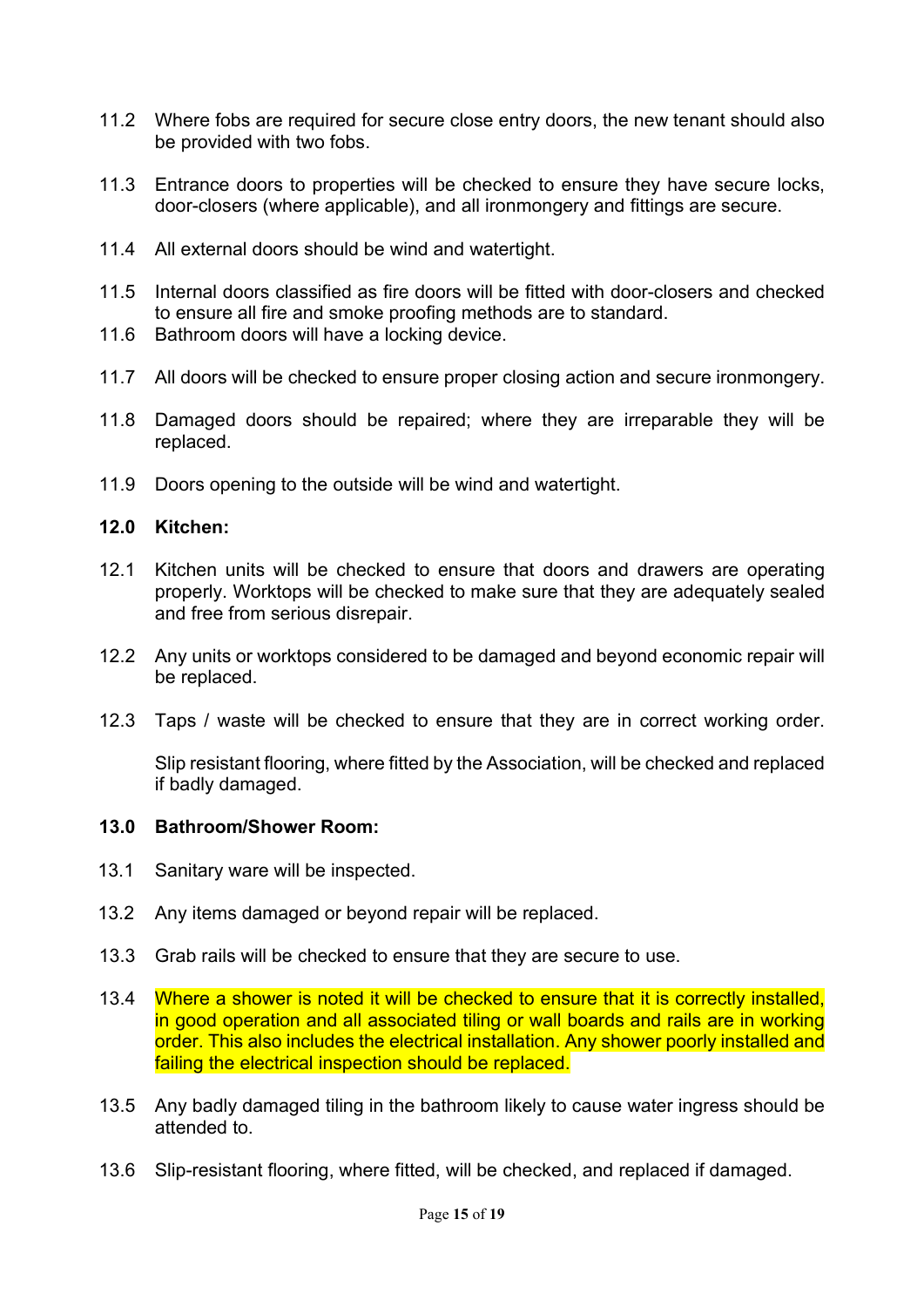11.2 Where fobs are required for secure close entry doors, the new tenant should also be provided with two fobs.

11.3 Entrance doors to properties will be checked to ensure they have secure locks, door-closers (where applicable), and all ironmongery and fittings are secure.

11.4 All external doors should be wind and watertight.

11.5 Internal doors classified as fire doors will be fitted with door-closers and checked to ensure all fire and smoke proofing methods are to standard.

11.6 Bathroom doors will have a locking device.

11.7 All doors will be checked to ensure proper closing action and secure ironmongery.

11.8 Damaged doors should be repaired; where they are irreparable they will be replaced.

11.9 Doors opening to the outside will be wind and watertight.

**12.0 Kitchen:**

12.1 Kitchen units will be checked to ensure that doors and drawers are operating properly. Worktops will be checked to make sure that they are adequately sealed and free from serious disrepair.

12.2 Any units or worktops considered to be damaged and beyond economic repair will be replaced.

12.3 Taps / waste will be checked to ensure that they are in correct working order.

Slip resistant flooring, where fitted by the Association, will be checked and replaced if badly damaged.

**13.0 Bathroom/Shower Room:**

13.1 Sanitary ware will be inspected.

13.2 Any items damaged or beyond repair will be replaced.

13.3 Grab rails will be checked to ensure that they are secure to use.

13.4 Where a shower is noted it will be checked to ensure that it is correctly installed, in good operation and all associated tiling or wall boards and rails are in working order. This also includes the electrical installation. Any shower poorly installed and failing the electrical inspection should be replaced.

13.5 Any badly damaged tiling in the bathroom likely to cause water ingress should be attended to.

13.6 Slip-resistant flooring, where fitted, will be checked, and replaced if damaged.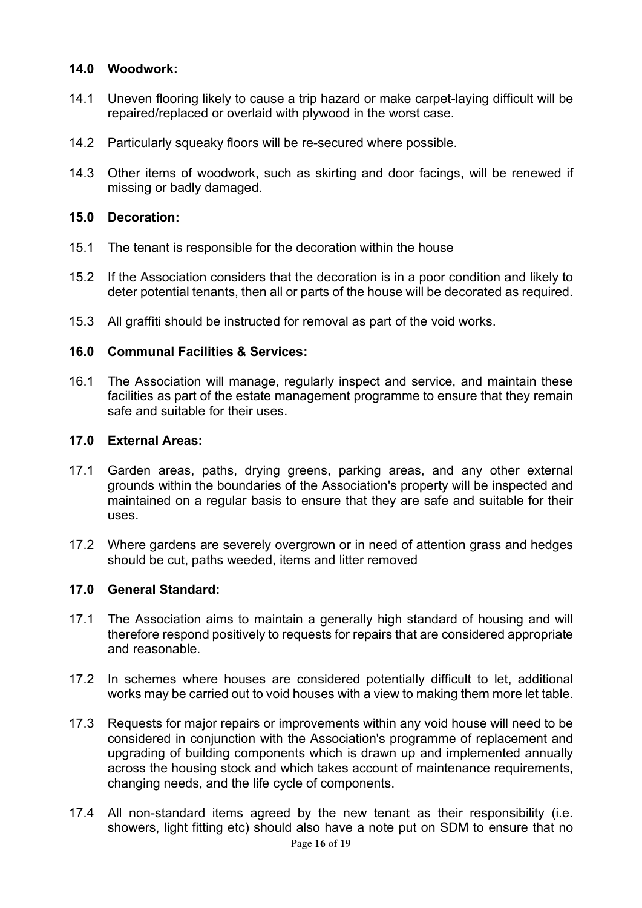### 14.0 Woodwork:

14.1 Uneven flooring likely to cause a trip hazard or make carpet-laying difficult will be repaired/replaced or overlaid with plywood in the worst case.

14.2 Particularly squeaky floors will be re-secured where possible.

14.3 Other items of woodwork, such as skirting and door facings, will be renewed if missing or badly damaged.

### 15.0 Decoration:

15.1 The tenant is responsible for the decoration within the house

15.2 If the Association considers that the decoration is in a poor condition and likely to deter potential tenants, then all or parts of the house will be decorated as required.

15.3 All graffiti should be instructed for removal as part of the void works.

### 16.0 Communal Facilities & Services:

16.1 The Association will manage, regularly inspect and service, and maintain these facilities as part of the estate management programme to ensure that they remain safe and suitable for their uses.

### 17.0 External Areas:

17.1 Garden areas, paths, drying greens, parking areas, and any other external grounds within the boundaries of the Association's property will be inspected and maintained on a regular basis to ensure that they are safe and suitable for their uses.

17.2 Where gardens are severely overgrown or in need of attention grass and hedges should be cut, paths weeded, items and litter removed

### 17.0 General Standard:

17.1 The Association aims to maintain a generally high standard of housing and will therefore respond positively to requests for repairs that are considered appropriate and reasonable.

17.2 In schemes where houses are considered potentially difficult to let, additional works may be carried out to void houses with a view to making them more let table.

17.3 Requests for major repairs or improvements within any void house will need to be considered in conjunction with the Association's programme of replacement and upgrading of building components which is drawn up and implemented annually across the housing stock and which takes account of maintenance requirements, changing needs, and the life cycle of components.

17.4 All non-standard items agreed by the new tenant as their responsibility (i.e. showers, light fitting etc) should also have a note put on SDM to ensure that no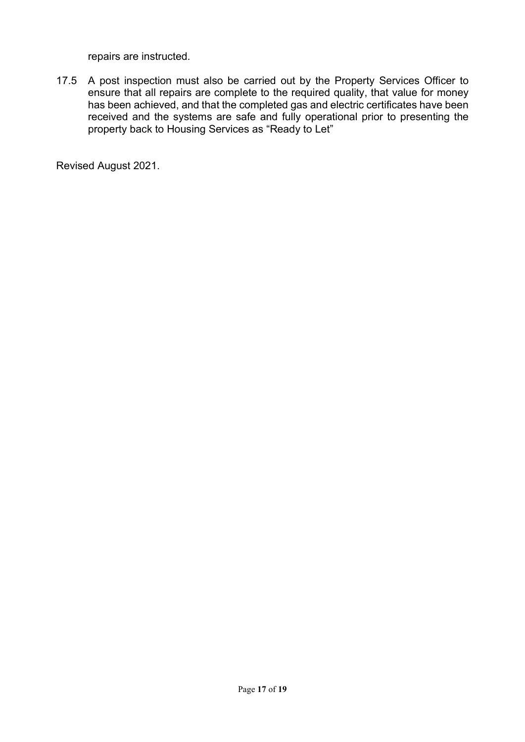repairs are instructed.

17.5 A post inspection must also be carried out by the Property Services Officer to ensure that all repairs are complete to the required quality, that value for money has been achieved, and that the completed gas and electric certificates have been received and the systems are safe and fully operational prior to presenting the property back to Housing Services as "Ready to Let"

Revised August 2021.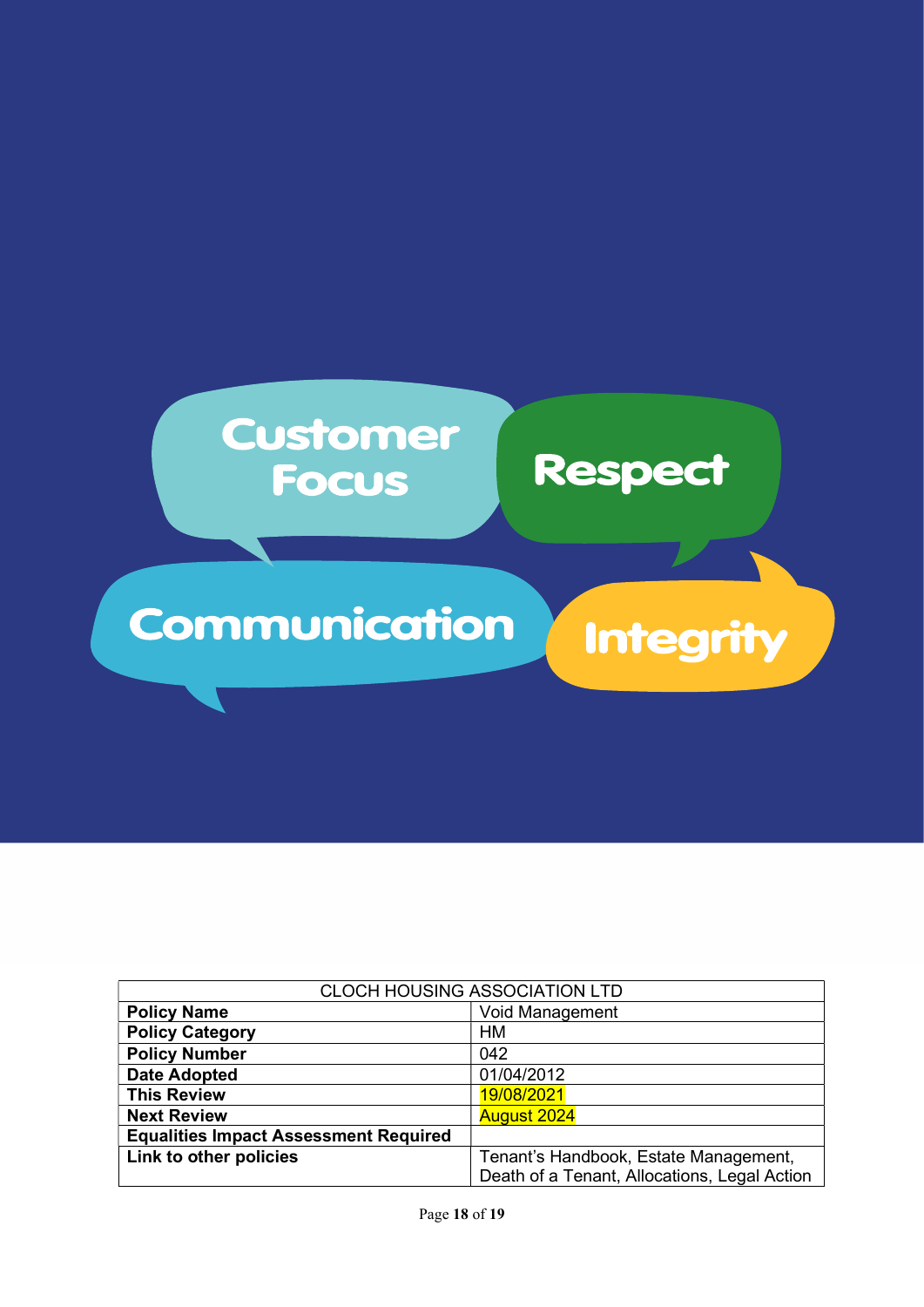Customer Focus

Respect

Communication

Integrity

| CLOCH HOUSING ASSOCIATION LTD | |
|---|---|
| **Policy Name** | Void Management |
| **Policy Category** | HM |
| **Policy Number** | 042 |
| **Date Adopted** | 01/04/2012 |
| **This Review** | 19/08/2021 |
| **Next Review** | August 2024 |
| **Equalities Impact Assessment Required** | |
| **Link to other policies** | Tenant's Handbook, Estate Management, Death of a Tenant, Allocations, Legal Action |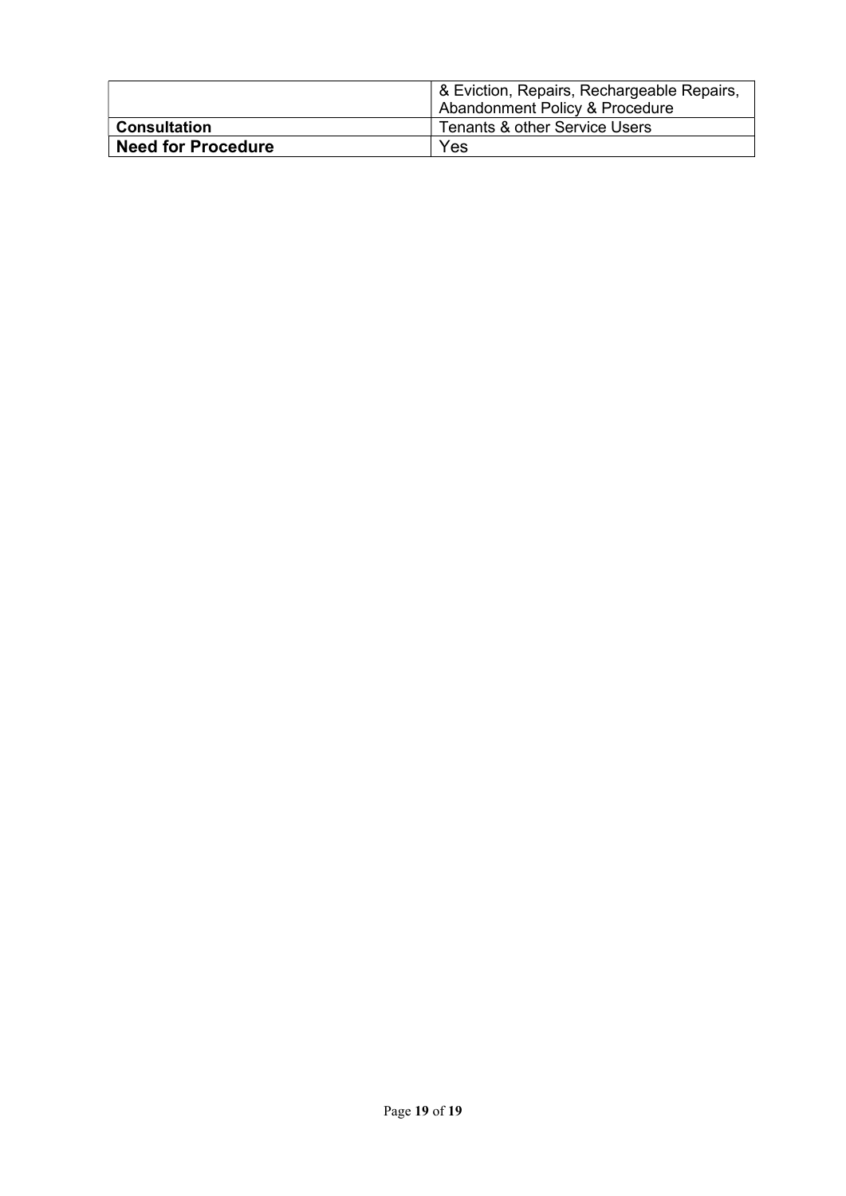| | |
|---|---|
| | & Eviction, Repairs, Rechargeable Repairs, Abandonment Policy & Procedure |
| **Consultation** | Tenants & other Service Users |
| **Need for Procedure** | Yes |